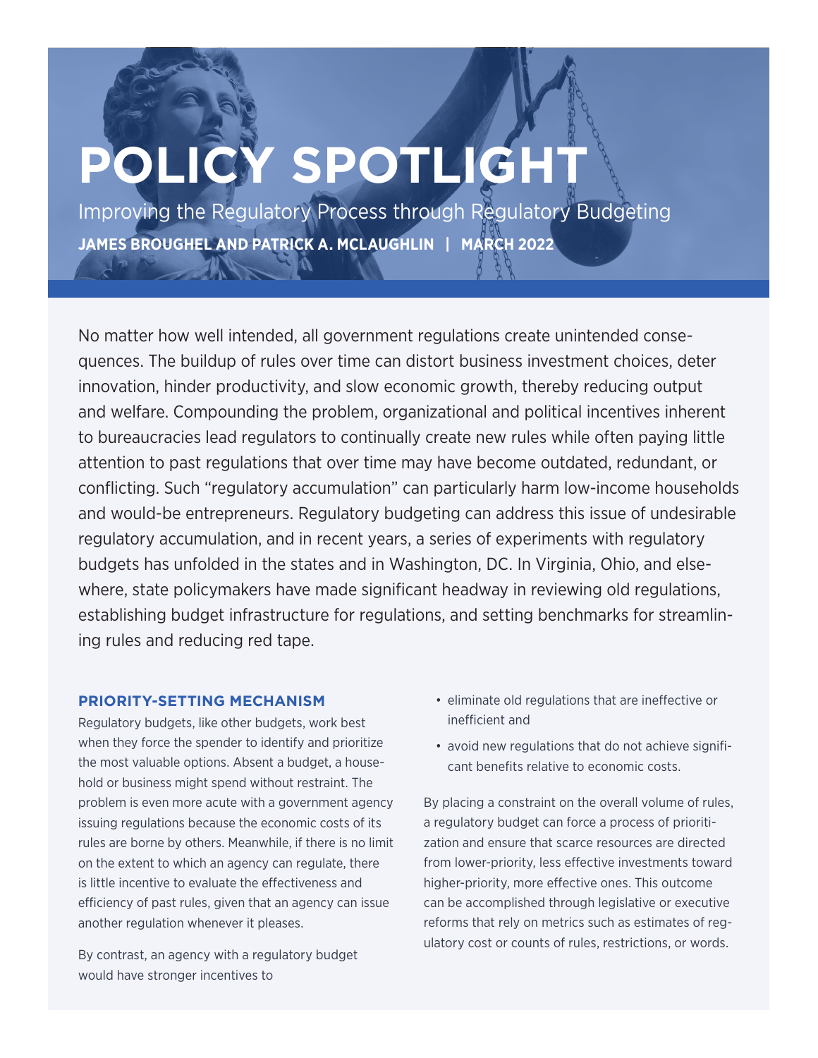# POLICY SPOTLIGHT

Improving the Regulatory Process through Regulatory Budgeting

**JAMES BROUGHEL AND PATRICK A. MCLAUGHLIN | MARCH 2022**

No matter how well intended, all government regulations create unintended consequences. The buildup of rules over time can distort business investment choices, deter innovation, hinder productivity, and slow economic growth, thereby reducing output and welfare. Compounding the problem, organizational and political incentives inherent to bureaucracies lead regulators to continually create new rules while often paying little attention to past regulations that over time may have become outdated, redundant, or conflicting. Such "regulatory accumulation" can particularly harm low-income households and would-be entrepreneurs. Regulatory budgeting can address this issue of undesirable regulatory accumulation, and in recent years, a series of experiments with regulatory budgets has unfolded in the states and in Washington, DC. In Virginia, Ohio, and elsewhere, state policymakers have made significant headway in reviewing old regulations, establishing budget infrastructure for regulations, and setting benchmarks for streamlining rules and reducing red tape.

## PRIORITY-SETTING MECHANISM

Regulatory budgets, like other budgets, work best when they force the spender to identify and prioritize the most valuable options. Absent a budget, a household or business might spend without restraint. The problem is even more acute with a government agency issuing regulations because the economic costs of its rules are borne by others. Meanwhile, if there is no limit on the extent to which an agency can regulate, there is little incentive to evaluate the effectiveness and efficiency of past rules, given that an agency can issue another regulation whenever it pleases.

By contrast, an agency with a regulatory budget would have stronger incentives to

- eliminate old regulations that are ineffective or inefficient and
- avoid new regulations that do not achieve significant benefits relative to economic costs.

By placing a constraint on the overall volume of rules, a regulatory budget can force a process of prioritization and ensure that scarce resources are directed from lower-priority, less effective investments toward higher-priority, more effective ones. This outcome can be accomplished through legislative or executive reforms that rely on metrics such as estimates of regulatory cost or counts of rules, restrictions, or words.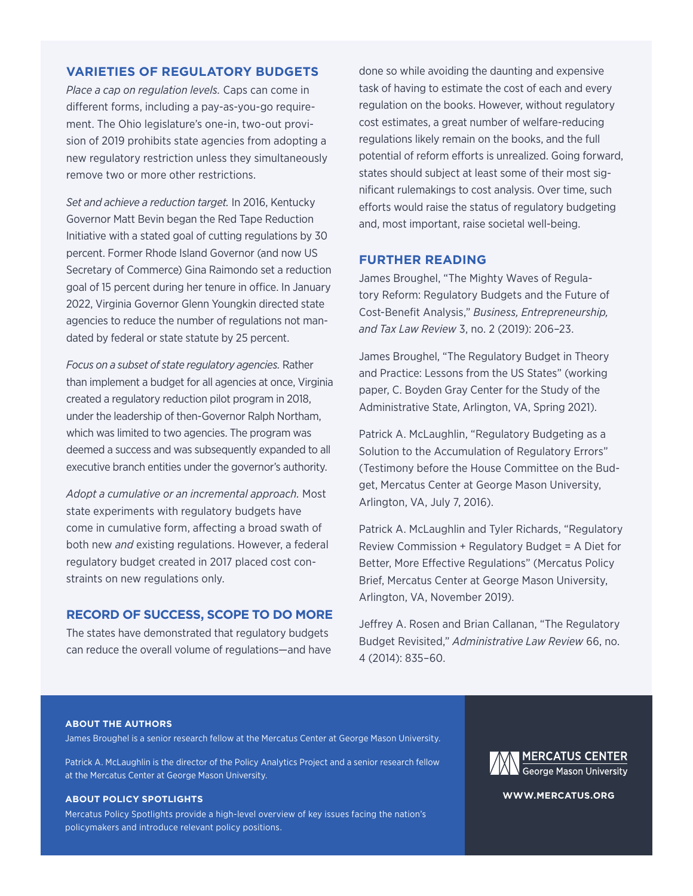## VARIETIES OF REGULATORY BUDGETS

*Place a cap on regulation levels.* Caps can come in different forms, including a pay-as-you-go requirement. The Ohio legislature's one-in, two-out provision of 2019 prohibits state agencies from adopting a new regulatory restriction unless they simultaneously remove two or more other restrictions.

*Set and achieve a reduction target.* In 2016, Kentucky Governor Matt Bevin began the Red Tape Reduction Initiative with a stated goal of cutting regulations by 30 percent. Former Rhode Island Governor (and now US Secretary of Commerce) Gina Raimondo set a reduction goal of 15 percent during her tenure in office. In January 2022, Virginia Governor Glenn Youngkin directed state agencies to reduce the number of regulations not mandated by federal or state statute by 25 percent.

*Focus on a subset of state regulatory agencies.* Rather than implement a budget for all agencies at once, Virginia created a regulatory reduction pilot program in 2018, under the leadership of then-Governor Ralph Northam, which was limited to two agencies. The program was deemed a success and was subsequently expanded to all executive branch entities under the governor's authority.

*Adopt a cumulative or an incremental approach.* Most state experiments with regulatory budgets have come in cumulative form, affecting a broad swath of both new *and* existing regulations. However, a federal regulatory budget created in 2017 placed cost constraints on new regulations only.

## RECORD OF SUCCESS, SCOPE TO DO MORE

The states have demonstrated that regulatory budgets can reduce the overall volume of regulations—and have done so while avoiding the daunting and expensive task of having to estimate the cost of each and every regulation on the books. However, without regulatory cost estimates, a great number of welfare-reducing regulations likely remain on the books, and the full potential of reform efforts is unrealized. Going forward, states should subject at least some of their most significant rulemakings to cost analysis. Over time, such efforts would raise the status of regulatory budgeting and, most important, raise societal well-being.

## FURTHER READING

James Broughel, "The Mighty Waves of Regulatory Reform: Regulatory Budgets and the Future of Cost-Benefit Analysis," *Business, Entrepreneurship, and Tax Law Review* 3, no. 2 (2019): 206–23.

James Broughel, "The Regulatory Budget in Theory and Practice: Lessons from the US States" (working paper, C. Boyden Gray Center for the Study of the Administrative State, Arlington, VA, Spring 2021).

Patrick A. McLaughlin, "Regulatory Budgeting as a Solution to the Accumulation of Regulatory Errors" (Testimony before the House Committee on the Budget, Mercatus Center at George Mason University, Arlington, VA, July 7, 2016).

Patrick A. McLaughlin and Tyler Richards, "Regulatory Review Commission + Regulatory Budget = A Diet for Better, More Effective Regulations" (Mercatus Policy Brief, Mercatus Center at George Mason University, Arlington, VA, November 2019).

Jeffrey A. Rosen and Brian Callanan, "The Regulatory Budget Revisited," *Administrative Law Review* 66, no. 4 (2014): 835–60.

**ABOUT THE AUTHORS**

James Broughel is a senior research fellow at the Mercatus Center at George Mason University.

Patrick A. McLaughlin is the director of the Policy Analytics Project and a senior research fellow at the Mercatus Center at George Mason University.

**ABOUT POLICY SPOTLIGHTS**

Mercatus Policy Spotlights provide a high-level overview of key issues facing the nation's policymakers and introduce relevant policy positions.

MERCATUS CENTER
George Mason University

**WWW.MERCATUS.ORG**